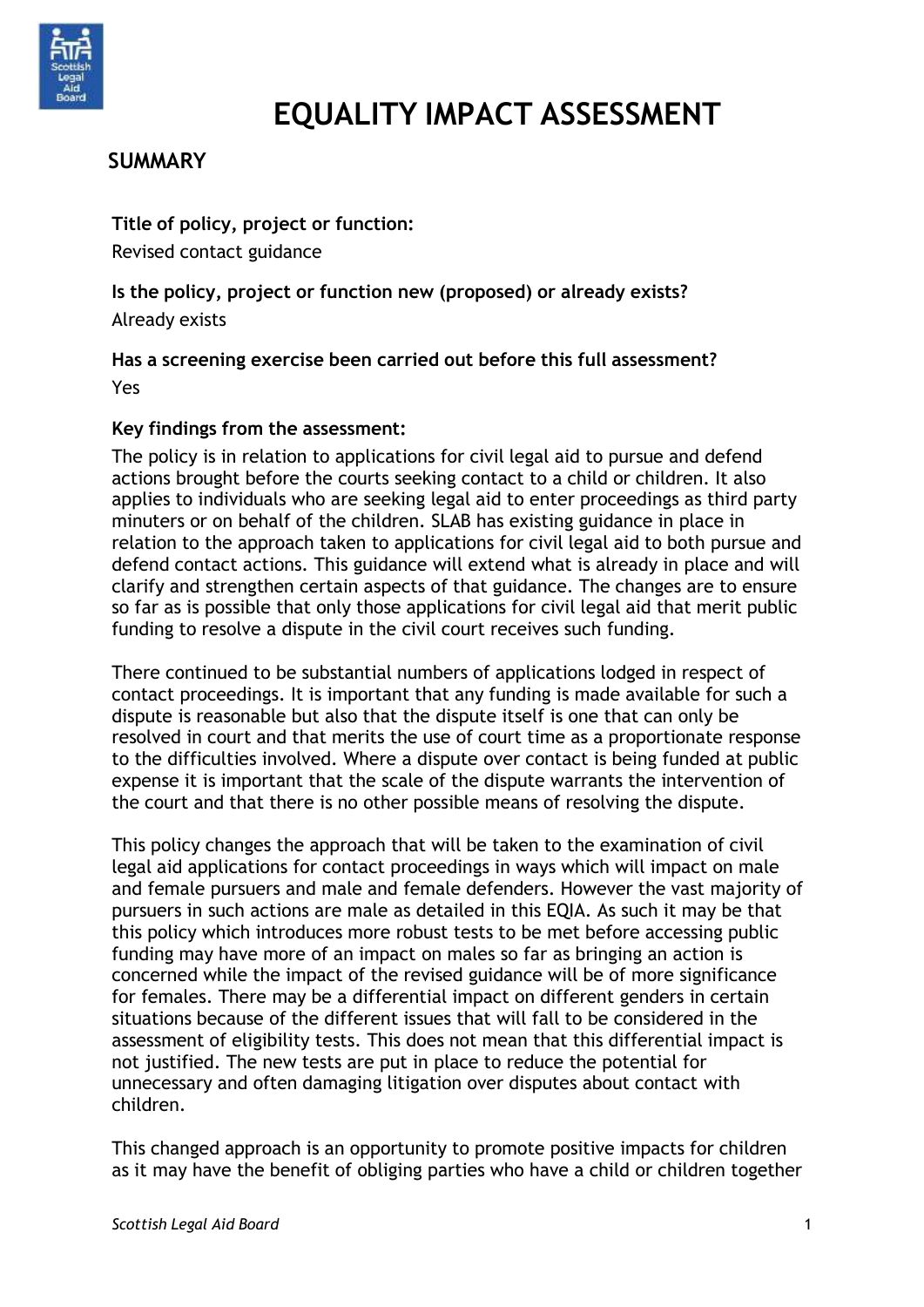# EQUALITY IMPACT ASSESSMENT

## SUMMARY

**Title of policy, project or function:**

Revised contact guidance

**Is the policy, project or function new (proposed) or already exists?**

Already exists

**Has a screening exercise been carried out before this full assessment?**

Yes

**Key findings from the assessment:**

The policy is in relation to applications for civil legal aid to pursue and defend actions brought before the courts seeking contact to a child or children. It also applies to individuals who are seeking legal aid to enter proceedings as third party minuters or on behalf of the children. SLAB has existing guidance in place in relation to the approach taken to applications for civil legal aid to both pursue and defend contact actions. This guidance will extend what is already in place and will clarify and strengthen certain aspects of that guidance. The changes are to ensure so far as is possible that only those applications for civil legal aid that merit public funding to resolve a dispute in the civil court receives such funding.

There continued to be substantial numbers of applications lodged in respect of contact proceedings. It is important that any funding is made available for such a dispute is reasonable but also that the dispute itself is one that can only be resolved in court and that merits the use of court time as a proportionate response to the difficulties involved. Where a dispute over contact is being funded at public expense it is important that the scale of the dispute warrants the intervention of the court and that there is no other possible means of resolving the dispute.

This policy changes the approach that will be taken to the examination of civil legal aid applications for contact proceedings in ways which will impact on male and female pursuers and male and female defenders. However the vast majority of pursuers in such actions are male as detailed in this EQIA. As such it may be that this policy which introduces more robust tests to be met before accessing public funding may have more of an impact on males so far as bringing an action is concerned while the impact of the revised guidance will be of more significance for females. There may be a differential impact on different genders in certain situations because of the different issues that will fall to be considered in the assessment of eligibility tests. This does not mean that this differential impact is not justified. The new tests are put in place to reduce the potential for unnecessary and often damaging litigation over disputes about contact with children.

This changed approach is an opportunity to promote positive impacts for children as it may have the benefit of obliging parties who have a child or children together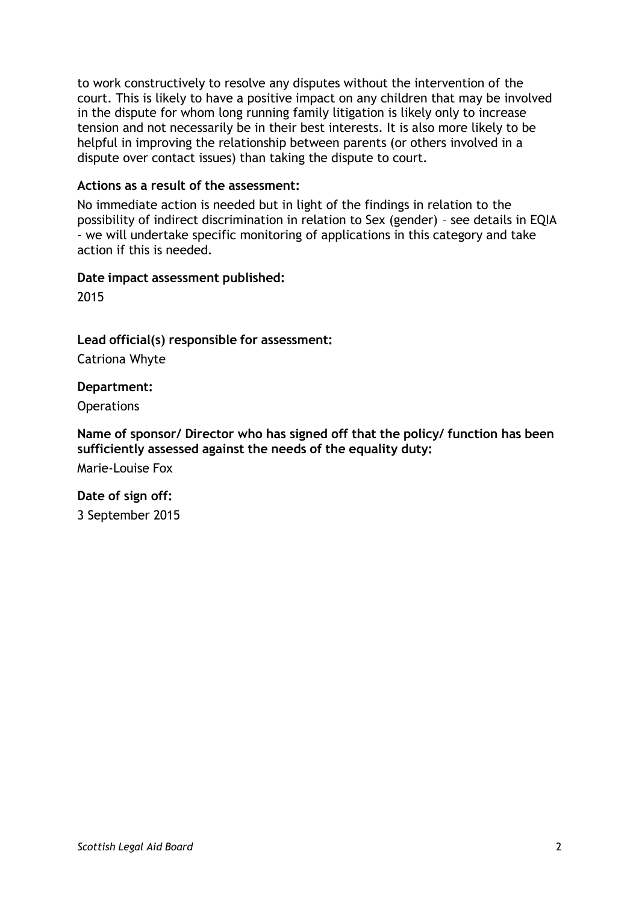to work constructively to resolve any disputes without the intervention of the court. This is likely to have a positive impact on any children that may be involved in the dispute for whom long running family litigation is likely only to increase tension and not necessarily be in their best interests. It is also more likely to be helpful in improving the relationship between parents (or others involved in a dispute over contact issues) than taking the dispute to court.

**Actions as a result of the assessment:**

No immediate action is needed but in light of the findings in relation to the possibility of indirect discrimination in relation to Sex (gender) – see details in EQIA - we will undertake specific monitoring of applications in this category and take action if this is needed.

**Date impact assessment published:**

2015

**Lead official(s) responsible for assessment:**

Catriona Whyte

**Department:**

Operations

**Name of sponsor/ Director who has signed off that the policy/ function has been sufficiently assessed against the needs of the equality duty:**

Marie-Louise Fox

**Date of sign off:**

3 September 2015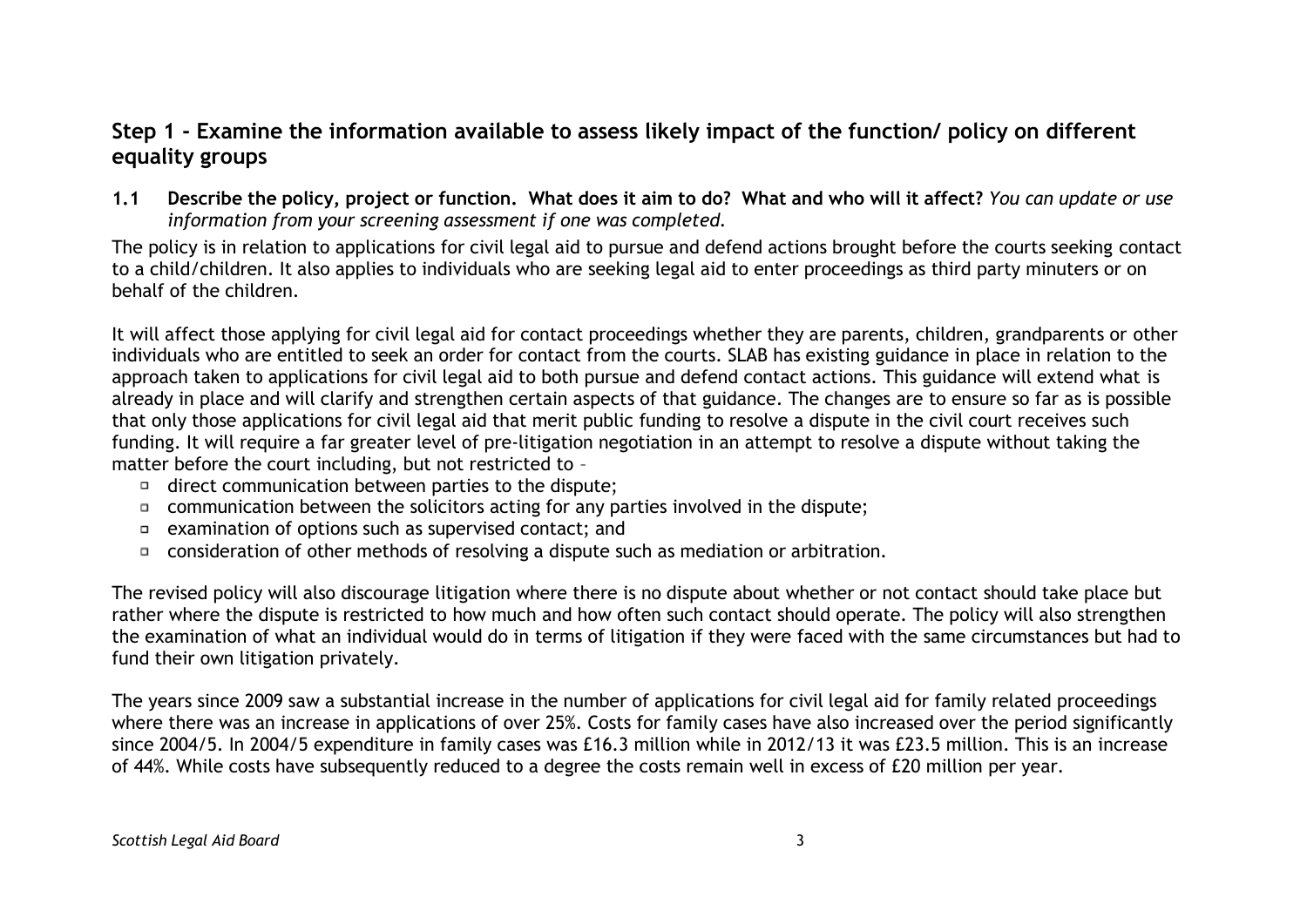## Step 1 - Examine the information available to assess likely impact of the function/ policy on different equality groups

**1.1 Describe the policy, project or function. What does it aim to do? What and who will it affect?** *You can update or use information from your screening assessment if one was completed.*

The policy is in relation to applications for civil legal aid to pursue and defend actions brought before the courts seeking contact to a child/children. It also applies to individuals who are seeking legal aid to enter proceedings as third party minuters or on behalf of the children.

It will affect those applying for civil legal aid for contact proceedings whether they are parents, children, grandparents or other individuals who are entitled to seek an order for contact from the courts. SLAB has existing guidance in place in relation to the approach taken to applications for civil legal aid to both pursue and defend contact actions. This guidance will extend what is already in place and will clarify and strengthen certain aspects of that guidance. The changes are to ensure so far as is possible that only those applications for civil legal aid that merit public funding to resolve a dispute in the civil court receives such funding. It will require a far greater level of pre-litigation negotiation in an attempt to resolve a dispute without taking the matter before the court including, but not restricted to –

- direct communication between parties to the dispute;
- communication between the solicitors acting for any parties involved in the dispute;
- examination of options such as supervised contact; and
- consideration of other methods of resolving a dispute such as mediation or arbitration.

The revised policy will also discourage litigation where there is no dispute about whether or not contact should take place but rather where the dispute is restricted to how much and how often such contact should operate. The policy will also strengthen the examination of what an individual would do in terms of litigation if they were faced with the same circumstances but had to fund their own litigation privately.

The years since 2009 saw a substantial increase in the number of applications for civil legal aid for family related proceedings where there was an increase in applications of over 25%. Costs for family cases have also increased over the period significantly since 2004/5. In 2004/5 expenditure in family cases was £16.3 million while in 2012/13 it was £23.5 million. This is an increase of 44%. While costs have subsequently reduced to a degree the costs remain well in excess of £20 million per year.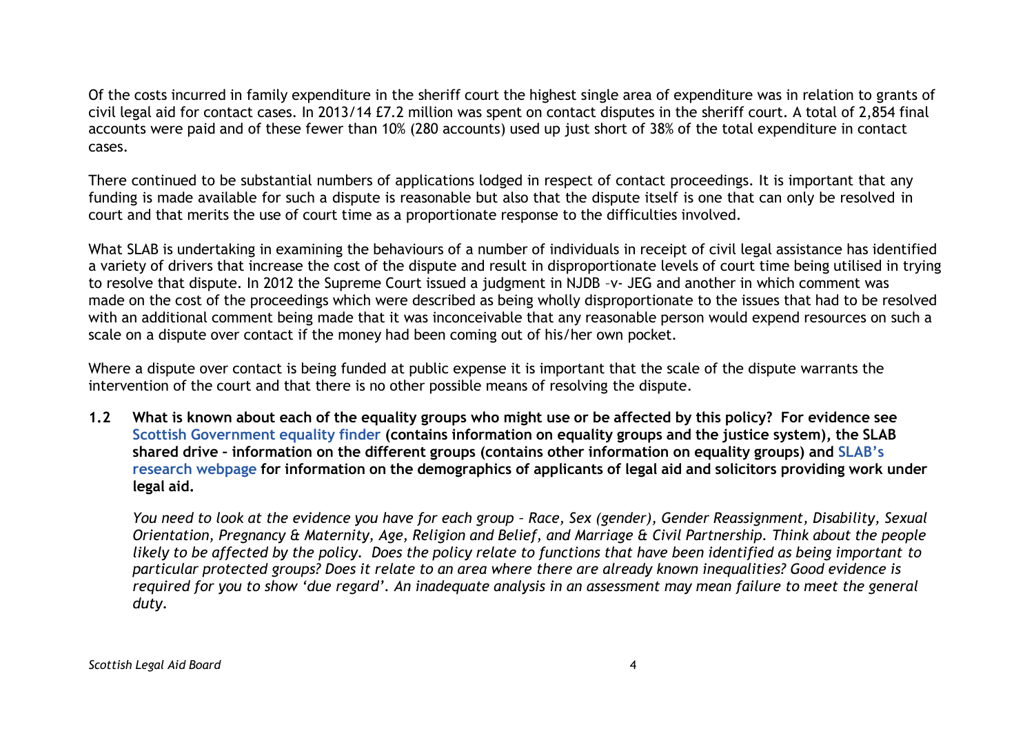Of the costs incurred in family expenditure in the sheriff court the highest single area of expenditure was in relation to grants of civil legal aid for contact cases. In 2013/14 £7.2 million was spent on contact disputes in the sheriff court. A total of 2,854 final accounts were paid and of these fewer than 10% (280 accounts) used up just short of 38% of the total expenditure in contact cases.

There continued to be substantial numbers of applications lodged in respect of contact proceedings. It is important that any funding is made available for such a dispute is reasonable but also that the dispute itself is one that can only be resolved in court and that merits the use of court time as a proportionate response to the difficulties involved.

What SLAB is undertaking in examining the behaviours of a number of individuals in receipt of civil legal assistance has identified a variety of drivers that increase the cost of the dispute and result in disproportionate levels of court time being utilised in trying to resolve that dispute. In 2012 the Supreme Court issued a judgment in NJDB –v- JEG and another in which comment was made on the cost of the proceedings which were described as being wholly disproportionate to the issues that had to be resolved with an additional comment being made that it was inconceivable that any reasonable person would expend resources on such a scale on a dispute over contact if the money had been coming out of his/her own pocket.

Where a dispute over contact is being funded at public expense it is important that the scale of the dispute warrants the intervention of the court and that there is no other possible means of resolving the dispute.

**1.2 What is known about each of the equality groups who might use or be affected by this policy? For evidence see Scottish Government equality finder (contains information on equality groups and the justice system), the SLAB shared drive – information on the different groups (contains other information on equality groups) and SLAB's research webpage for information on the demographics of applicants of legal aid and solicitors providing work under legal aid.**

*You need to look at the evidence you have for each group – Race, Sex (gender), Gender Reassignment, Disability, Sexual Orientation, Pregnancy & Maternity, Age, Religion and Belief, and Marriage & Civil Partnership. Think about the people likely to be affected by the policy. Does the policy relate to functions that have been identified as being important to particular protected groups? Does it relate to an area where there are already known inequalities? Good evidence is required for you to show 'due regard'. An inadequate analysis in an assessment may mean failure to meet the general duty.*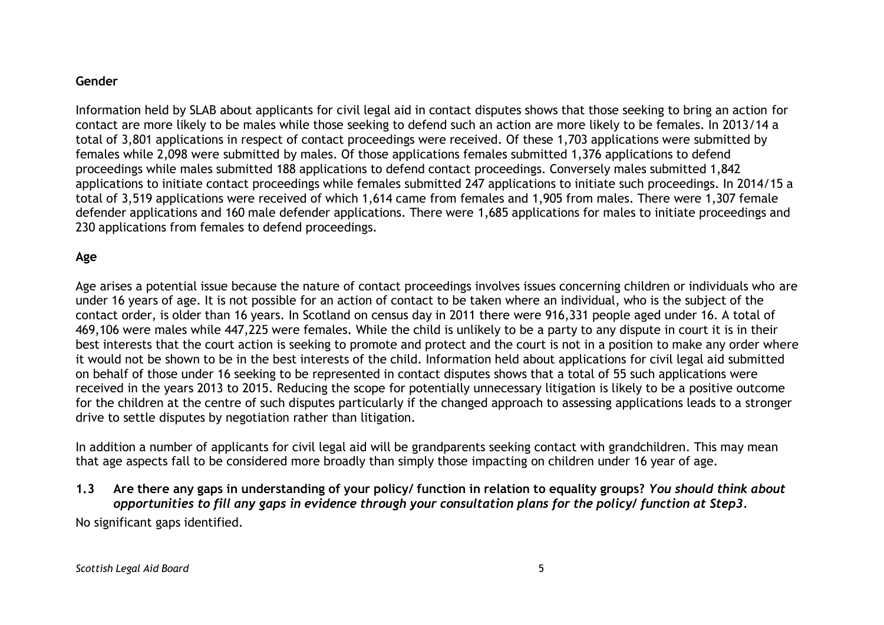**Gender**

Information held by SLAB about applicants for civil legal aid in contact disputes shows that those seeking to bring an action for contact are more likely to be males while those seeking to defend such an action are more likely to be females. In 2013/14 a total of 3,801 applications in respect of contact proceedings were received. Of these 1,703 applications were submitted by females while 2,098 were submitted by males. Of those applications females submitted 1,376 applications to defend proceedings while males submitted 188 applications to defend contact proceedings. Conversely males submitted 1,842 applications to initiate contact proceedings while females submitted 247 applications to initiate such proceedings. In 2014/15 a total of 3,519 applications were received of which 1,614 came from females and 1,905 from males. There were 1,307 female defender applications and 160 male defender applications. There were 1,685 applications for males to initiate proceedings and 230 applications from females to defend proceedings.

**Age**

Age arises a potential issue because the nature of contact proceedings involves issues concerning children or individuals who are under 16 years of age. It is not possible for an action of contact to be taken where an individual, who is the subject of the contact order, is older than 16 years. In Scotland on census day in 2011 there were 916,331 people aged under 16. A total of 469,106 were males while 447,225 were females. While the child is unlikely to be a party to any dispute in court it is in their best interests that the court action is seeking to promote and protect and the court is not in a position to make any order where it would not be shown to be in the best interests of the child. Information held about applications for civil legal aid submitted on behalf of those under 16 seeking to be represented in contact disputes shows that a total of 55 such applications were received in the years 2013 to 2015. Reducing the scope for potentially unnecessary litigation is likely to be a positive outcome for the children at the centre of such disputes particularly if the changed approach to assessing applications leads to a stronger drive to settle disputes by negotiation rather than litigation.

In addition a number of applicants for civil legal aid will be grandparents seeking contact with grandchildren. This may mean that age aspects fall to be considered more broadly than simply those impacting on children under 16 year of age.

**1.3 Are there any gaps in understanding of your policy/ function in relation to equality groups?** ***You should think about opportunities to fill any gaps in evidence through your consultation plans for the policy/ function at Step3.***

No significant gaps identified.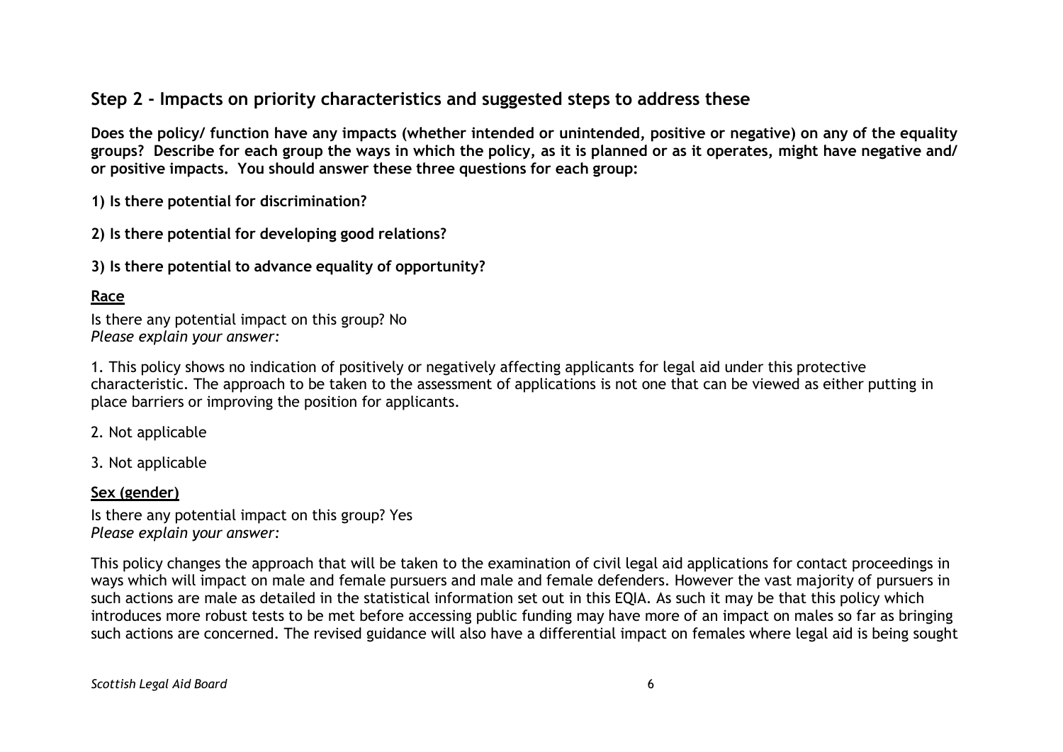## Step 2 - Impacts on priority characteristics and suggested steps to address these

**Does the policy/ function have any impacts (whether intended or unintended, positive or negative) on any of the equality groups? Describe for each group the ways in which the policy, as it is planned or as it operates, might have negative and/ or positive impacts. You should answer these three questions for each group:**

**1) Is there potential for discrimination?**

**2) Is there potential for developing good relations?**

**3) Is there potential to advance equality of opportunity?**

**Race**

Is there any potential impact on this group? No
*Please explain your answer:*

1. This policy shows no indication of positively or negatively affecting applicants for legal aid under this protective characteristic. The approach to be taken to the assessment of applications is not one that can be viewed as either putting in place barriers or improving the position for applicants.

2. Not applicable

3. Not applicable

**Sex (gender)**

Is there any potential impact on this group? Yes
*Please explain your answer:*

This policy changes the approach that will be taken to the examination of civil legal aid applications for contact proceedings in ways which will impact on male and female pursuers and male and female defenders. However the vast majority of pursuers in such actions are male as detailed in the statistical information set out in this EQIA. As such it may be that this policy which introduces more robust tests to be met before accessing public funding may have more of an impact on males so far as bringing such actions are concerned. The revised guidance will also have a differential impact on females where legal aid is being sought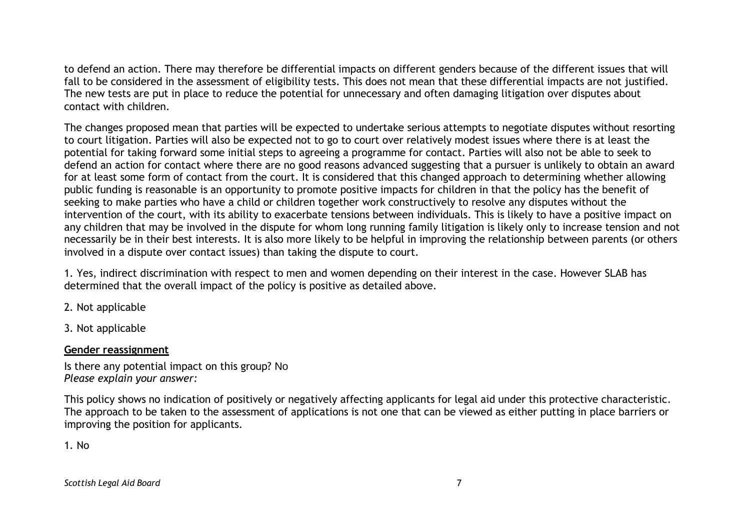to defend an action. There may therefore be differential impacts on different genders because of the different issues that will fall to be considered in the assessment of eligibility tests. This does not mean that these differential impacts are not justified. The new tests are put in place to reduce the potential for unnecessary and often damaging litigation over disputes about contact with children.

The changes proposed mean that parties will be expected to undertake serious attempts to negotiate disputes without resorting to court litigation. Parties will also be expected not to go to court over relatively modest issues where there is at least the potential for taking forward some initial steps to agreeing a programme for contact. Parties will also not be able to seek to defend an action for contact where there are no good reasons advanced suggesting that a pursuer is unlikely to obtain an award for at least some form of contact from the court. It is considered that this changed approach to determining whether allowing public funding is reasonable is an opportunity to promote positive impacts for children in that the policy has the benefit of seeking to make parties who have a child or children together work constructively to resolve any disputes without the intervention of the court, with its ability to exacerbate tensions between individuals. This is likely to have a positive impact on any children that may be involved in the dispute for whom long running family litigation is likely only to increase tension and not necessarily be in their best interests. It is also more likely to be helpful in improving the relationship between parents (or others involved in a dispute over contact issues) than taking the dispute to court.

1. Yes, indirect discrimination with respect to men and women depending on their interest in the case. However SLAB has determined that the overall impact of the policy is positive as detailed above.

2. Not applicable

3. Not applicable

**Gender reassignment**

Is there any potential impact on this group? No
*Please explain your answer:*

This policy shows no indication of positively or negatively affecting applicants for legal aid under this protective characteristic. The approach to be taken to the assessment of applications is not one that can be viewed as either putting in place barriers or improving the position for applicants.

1. No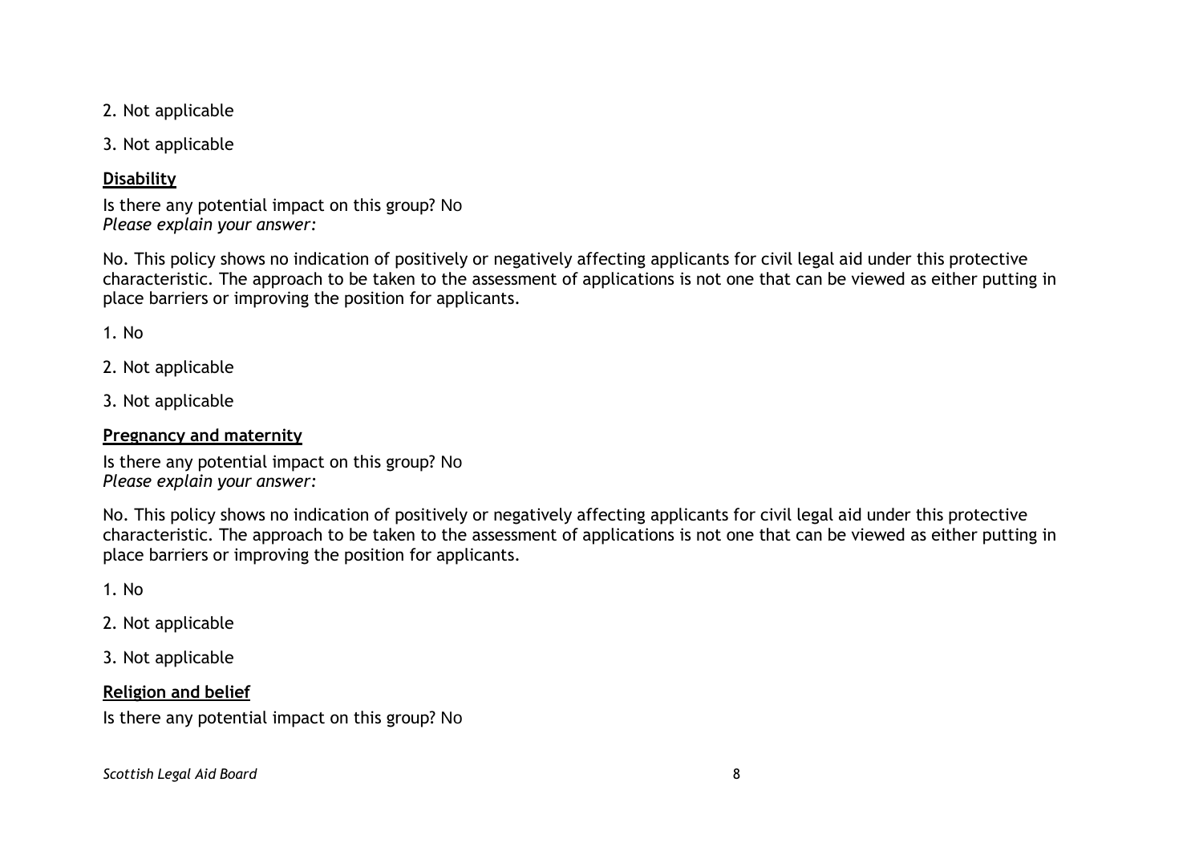2. Not applicable

3. Not applicable

**Disability**

Is there any potential impact on this group? No
*Please explain your answer:*

No. This policy shows no indication of positively or negatively affecting applicants for civil legal aid under this protective characteristic. The approach to be taken to the assessment of applications is not one that can be viewed as either putting in place barriers or improving the position for applicants.

1. No

2. Not applicable

3. Not applicable

**Pregnancy and maternity**

Is there any potential impact on this group? No
*Please explain your answer:*

No. This policy shows no indication of positively or negatively affecting applicants for civil legal aid under this protective characteristic. The approach to be taken to the assessment of applications is not one that can be viewed as either putting in place barriers or improving the position for applicants.

1. No

2. Not applicable

3. Not applicable

**Religion and belief**

Is there any potential impact on this group? No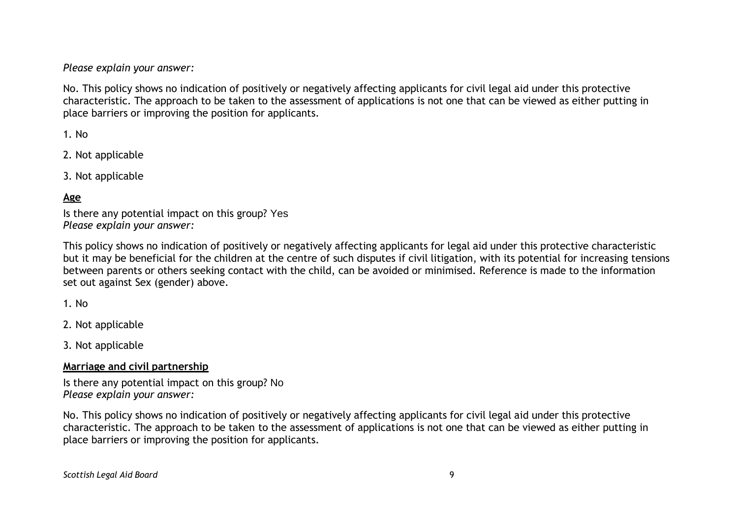*Please explain your answer:*

No. This policy shows no indication of positively or negatively affecting applicants for civil legal aid under this protective characteristic. The approach to be taken to the assessment of applications is not one that can be viewed as either putting in place barriers or improving the position for applicants.

1. No

2. Not applicable

3. Not applicable

**Age**

Is there any potential impact on this group? Yes
*Please explain your answer:*

This policy shows no indication of positively or negatively affecting applicants for legal aid under this protective characteristic but it may be beneficial for the children at the centre of such disputes if civil litigation, with its potential for increasing tensions between parents or others seeking contact with the child, can be avoided or minimised. Reference is made to the information set out against Sex (gender) above.

1. No

2. Not applicable

3. Not applicable

**Marriage and civil partnership**

Is there any potential impact on this group? No
*Please explain your answer:*

No. This policy shows no indication of positively or negatively affecting applicants for civil legal aid under this protective characteristic. The approach to be taken to the assessment of applications is not one that can be viewed as either putting in place barriers or improving the position for applicants.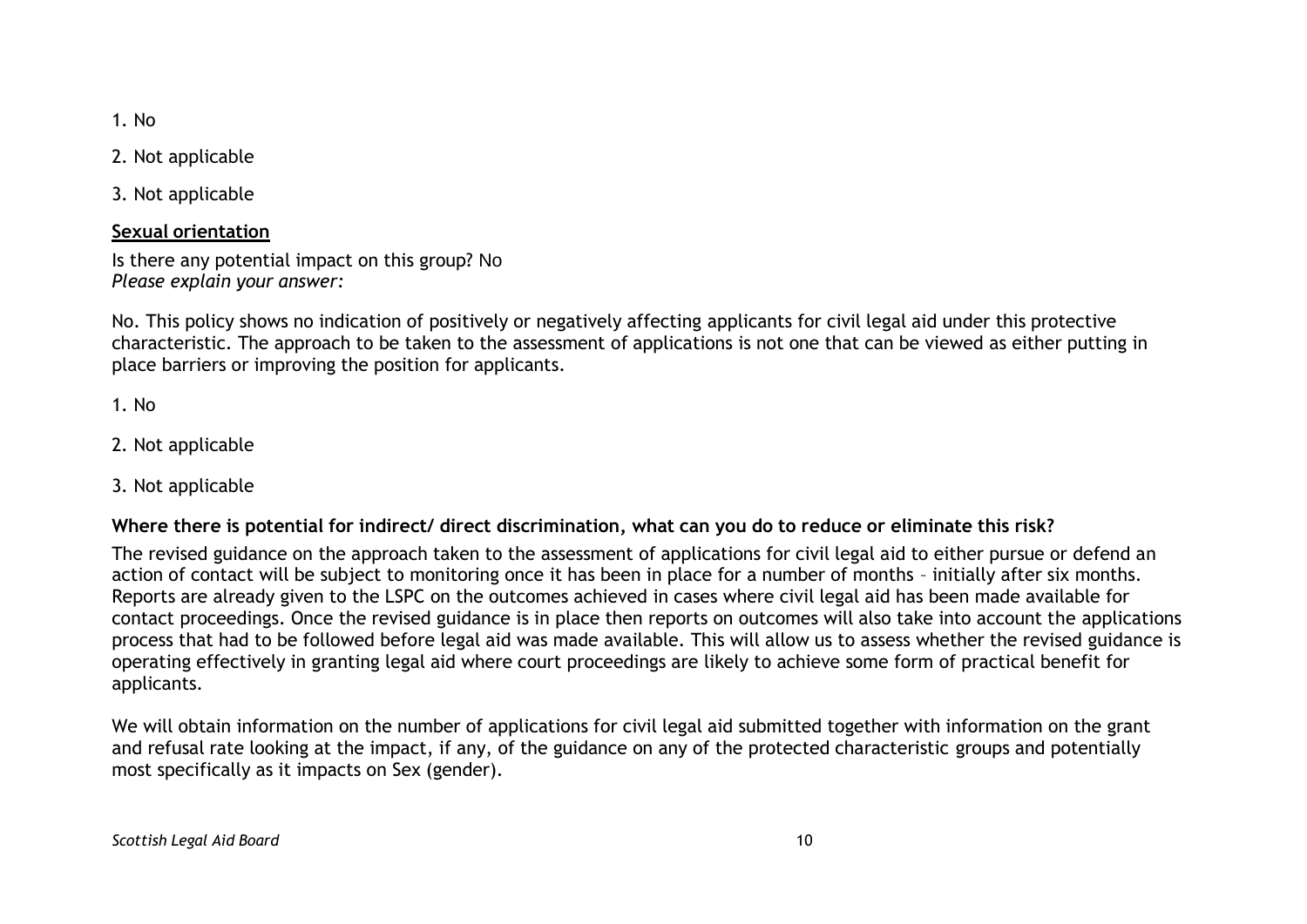1. No

2. Not applicable

3. Not applicable

**Sexual orientation**

Is there any potential impact on this group? No
*Please explain your answer:*

No. This policy shows no indication of positively or negatively affecting applicants for civil legal aid under this protective characteristic. The approach to be taken to the assessment of applications is not one that can be viewed as either putting in place barriers or improving the position for applicants.

1. No

2. Not applicable

3. Not applicable

**Where there is potential for indirect/ direct discrimination, what can you do to reduce or eliminate this risk?**

The revised guidance on the approach taken to the assessment of applications for civil legal aid to either pursue or defend an action of contact will be subject to monitoring once it has been in place for a number of months – initially after six months. Reports are already given to the LSPC on the outcomes achieved in cases where civil legal aid has been made available for contact proceedings. Once the revised guidance is in place then reports on outcomes will also take into account the applications process that had to be followed before legal aid was made available. This will allow us to assess whether the revised guidance is operating effectively in granting legal aid where court proceedings are likely to achieve some form of practical benefit for applicants.

We will obtain information on the number of applications for civil legal aid submitted together with information on the grant and refusal rate looking at the impact, if any, of the guidance on any of the protected characteristic groups and potentially most specifically as it impacts on Sex (gender).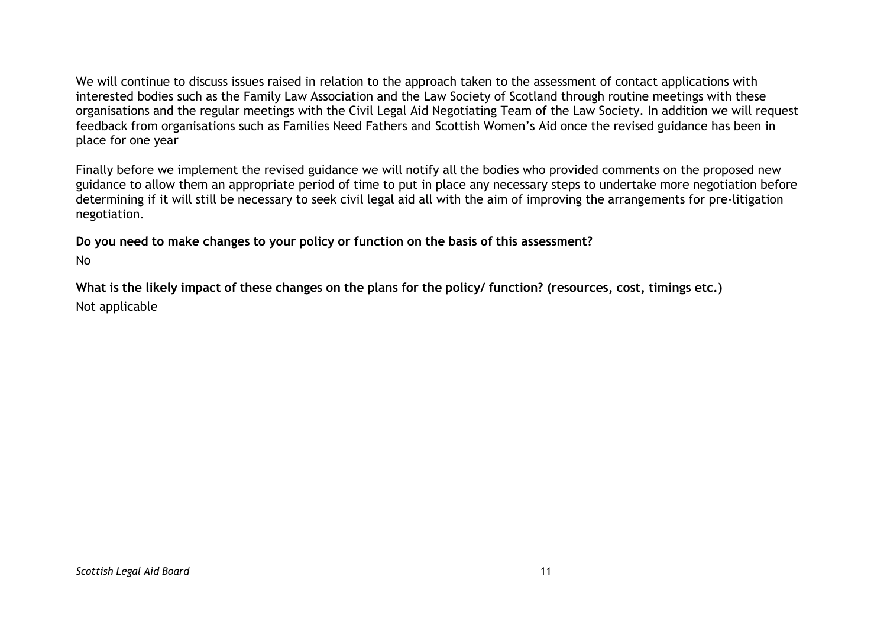We will continue to discuss issues raised in relation to the approach taken to the assessment of contact applications with interested bodies such as the Family Law Association and the Law Society of Scotland through routine meetings with these organisations and the regular meetings with the Civil Legal Aid Negotiating Team of the Law Society. In addition we will request feedback from organisations such as Families Need Fathers and Scottish Women's Aid once the revised guidance has been in place for one year

Finally before we implement the revised guidance we will notify all the bodies who provided comments on the proposed new guidance to allow them an appropriate period of time to put in place any necessary steps to undertake more negotiation before determining if it will still be necessary to seek civil legal aid all with the aim of improving the arrangements for pre-litigation negotiation.

**Do you need to make changes to your policy or function on the basis of this assessment?**

No

**What is the likely impact of these changes on the plans for the policy/ function? (resources, cost, timings etc.)**

Not applicable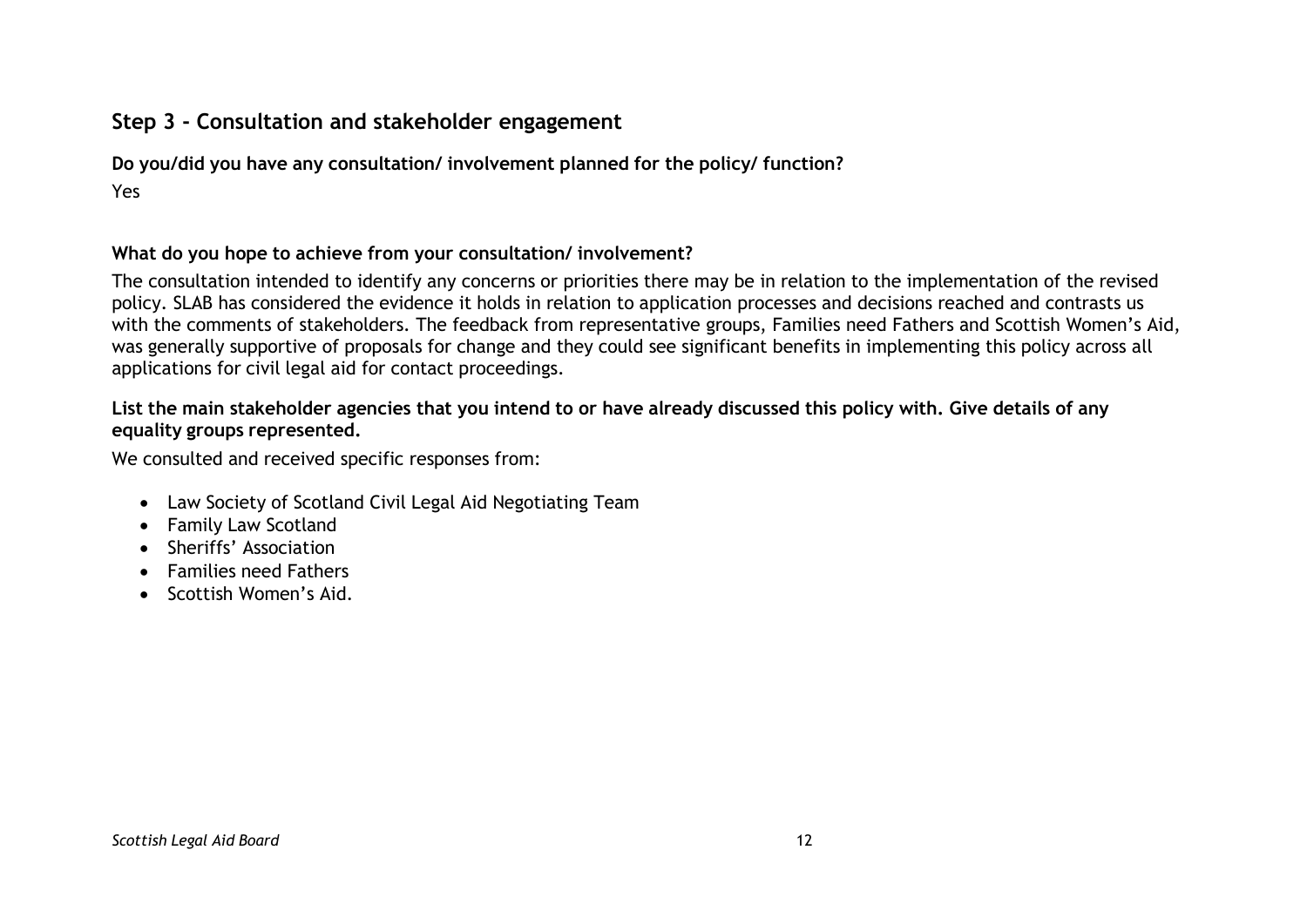## Step 3 - Consultation and stakeholder engagement

**Do you/did you have any consultation/ involvement planned for the policy/ function?**

Yes

**What do you hope to achieve from your consultation/ involvement?**

The consultation intended to identify any concerns or priorities there may be in relation to the implementation of the revised policy. SLAB has considered the evidence it holds in relation to application processes and decisions reached and contrasts us with the comments of stakeholders. The feedback from representative groups, Families need Fathers and Scottish Women's Aid, was generally supportive of proposals for change and they could see significant benefits in implementing this policy across all applications for civil legal aid for contact proceedings.

**List the main stakeholder agencies that you intend to or have already discussed this policy with. Give details of any equality groups represented.**

We consulted and received specific responses from:

- Law Society of Scotland Civil Legal Aid Negotiating Team
- Family Law Scotland
- Sheriffs' Association
- Families need Fathers
- Scottish Women's Aid.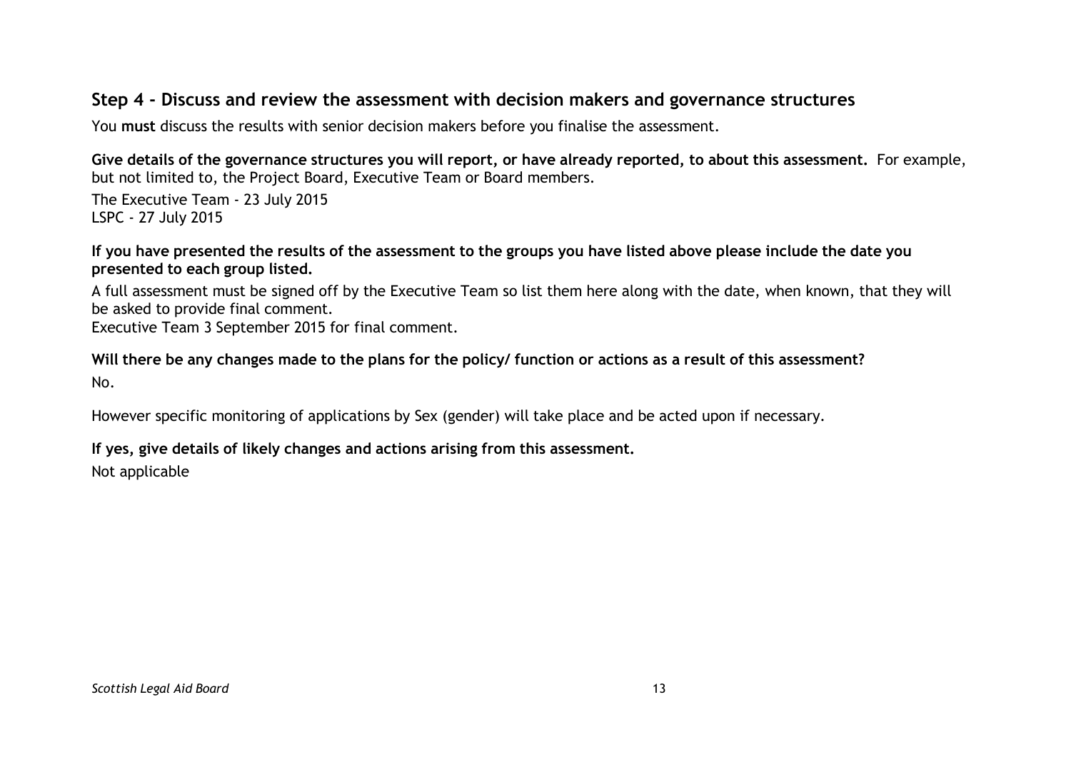## Step 4 - Discuss and review the assessment with decision makers and governance structures

You **must** discuss the results with senior decision makers before you finalise the assessment.

**Give details of the governance structures you will report, or have already reported, to about this assessment.** For example, but not limited to, the Project Board, Executive Team or Board members.

The Executive Team - 23 July 2015
LSPC - 27 July 2015

**If you have presented the results of the assessment to the groups you have listed above please include the date you presented to each group listed.**

A full assessment must be signed off by the Executive Team so list them here along with the date, when known, that they will be asked to provide final comment.
Executive Team 3 September 2015 for final comment.

**Will there be any changes made to the plans for the policy/ function or actions as a result of this assessment?**

No.

However specific monitoring of applications by Sex (gender) will take place and be acted upon if necessary.

**If yes, give details of likely changes and actions arising from this assessment.**

Not applicable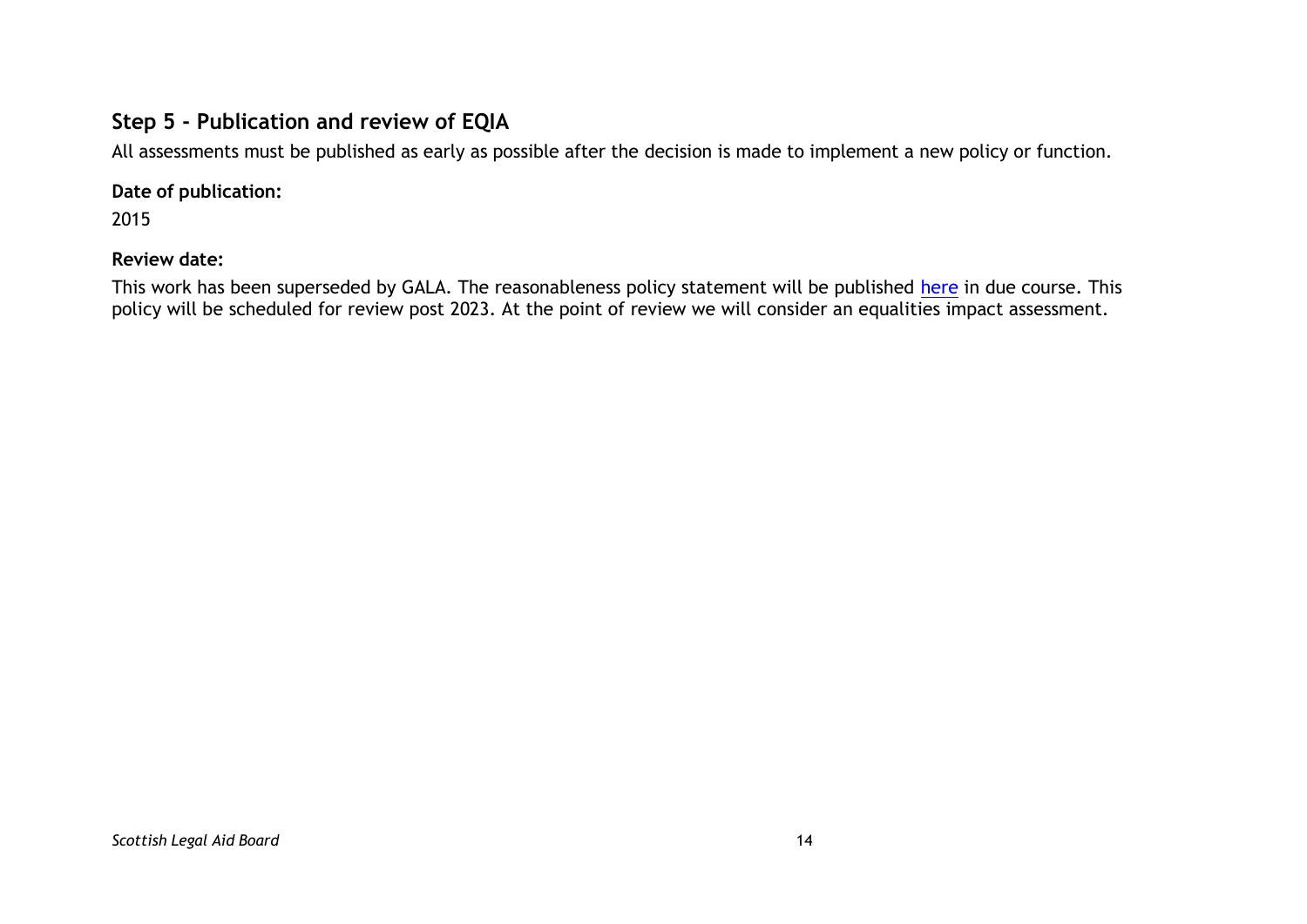## Step 5 - Publication and review of EQIA

All assessments must be published as early as possible after the decision is made to implement a new policy or function.

**Date of publication:**

2015

**Review date:**

This work has been superseded by GALA. The reasonableness policy statement will be published here in due course. This policy will be scheduled for review post 2023. At the point of review we will consider an equalities impact assessment.